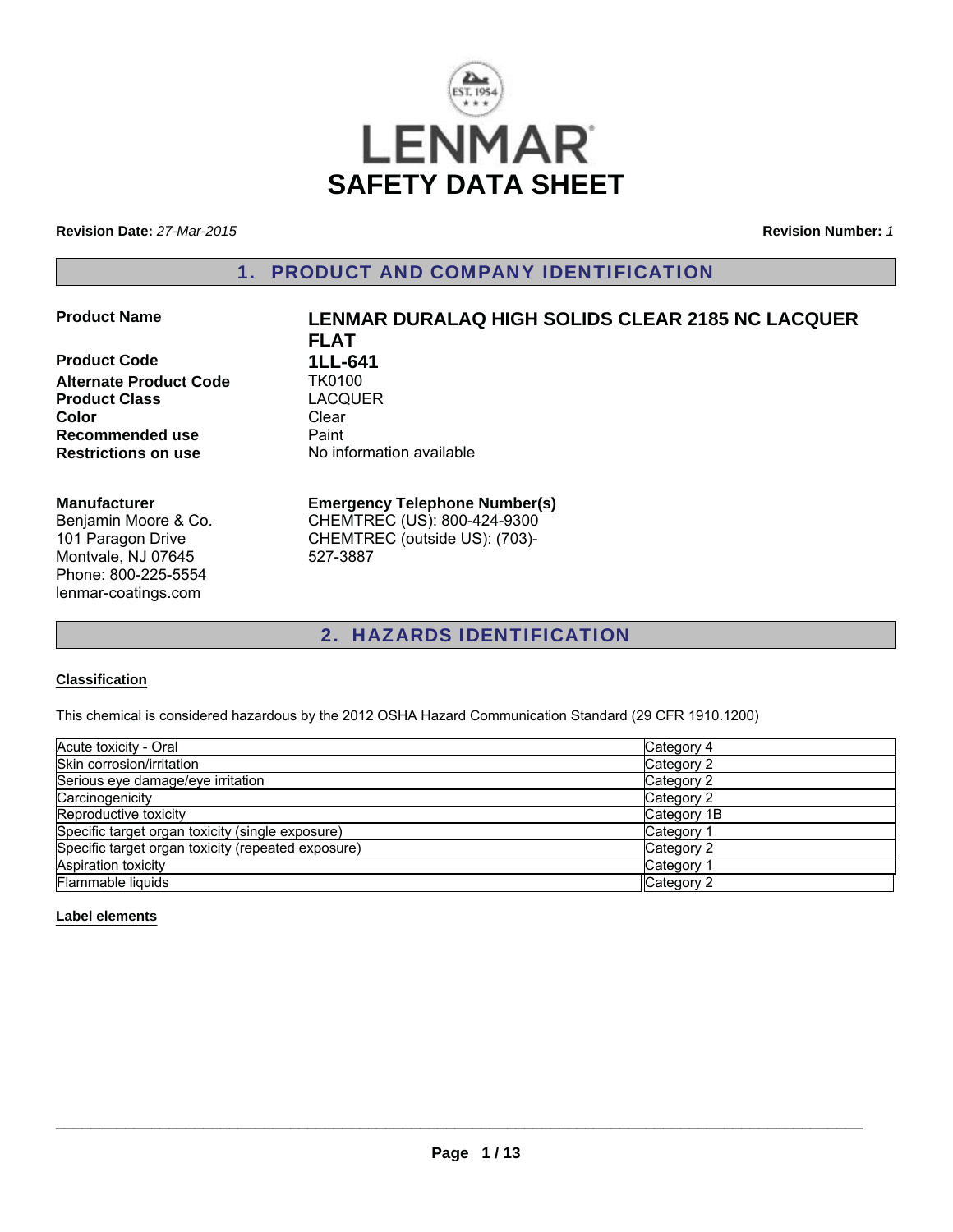# LENMAR

# SAFETY DATA SHEET

**Revision Date:** *27-Mar-2015*

**Revision Number:** *1*

## 1. PRODUCT AND COMPANY IDENTIFICATION

**Product Name** **LENMAR DURALAQ HIGH SOLIDS CLEAR 2185 NC LACQUER FLAT**

**Product Code** **1LL-641**

**Alternate Product Code** TK0100

**Product Class** LACQUER

**Color** Clear

**Recommended use** Paint

**Restrictions on use** No information available

**Manufacturer**
Benjamin Moore & Co.
101 Paragon Drive
Montvale, NJ 07645
Phone: 800-225-5554
lenmar-coatings.com

**Emergency Telephone Number(s)**
CHEMTREC (US): 800-424-9300
CHEMTREC (outside US): (703)-527-3887

## 2. HAZARDS IDENTIFICATION

**Classification**

This chemical is considered hazardous by the 2012 OSHA Hazard Communication Standard (29 CFR 1910.1200)

| Hazard | Category |
|---|---|
| Acute toxicity - Oral | Category 4 |
| Skin corrosion/irritation | Category 2 |
| Serious eye damage/eye irritation | Category 2 |
| Carcinogenicity | Category 2 |
| Reproductive toxicity | Category 1B |
| Specific target organ toxicity (single exposure) | Category 1 |
| Specific target organ toxicity (repeated exposure) | Category 2 |
| Aspiration toxicity | Category 1 |
| Flammable liquids | Category 2 |

**Label elements**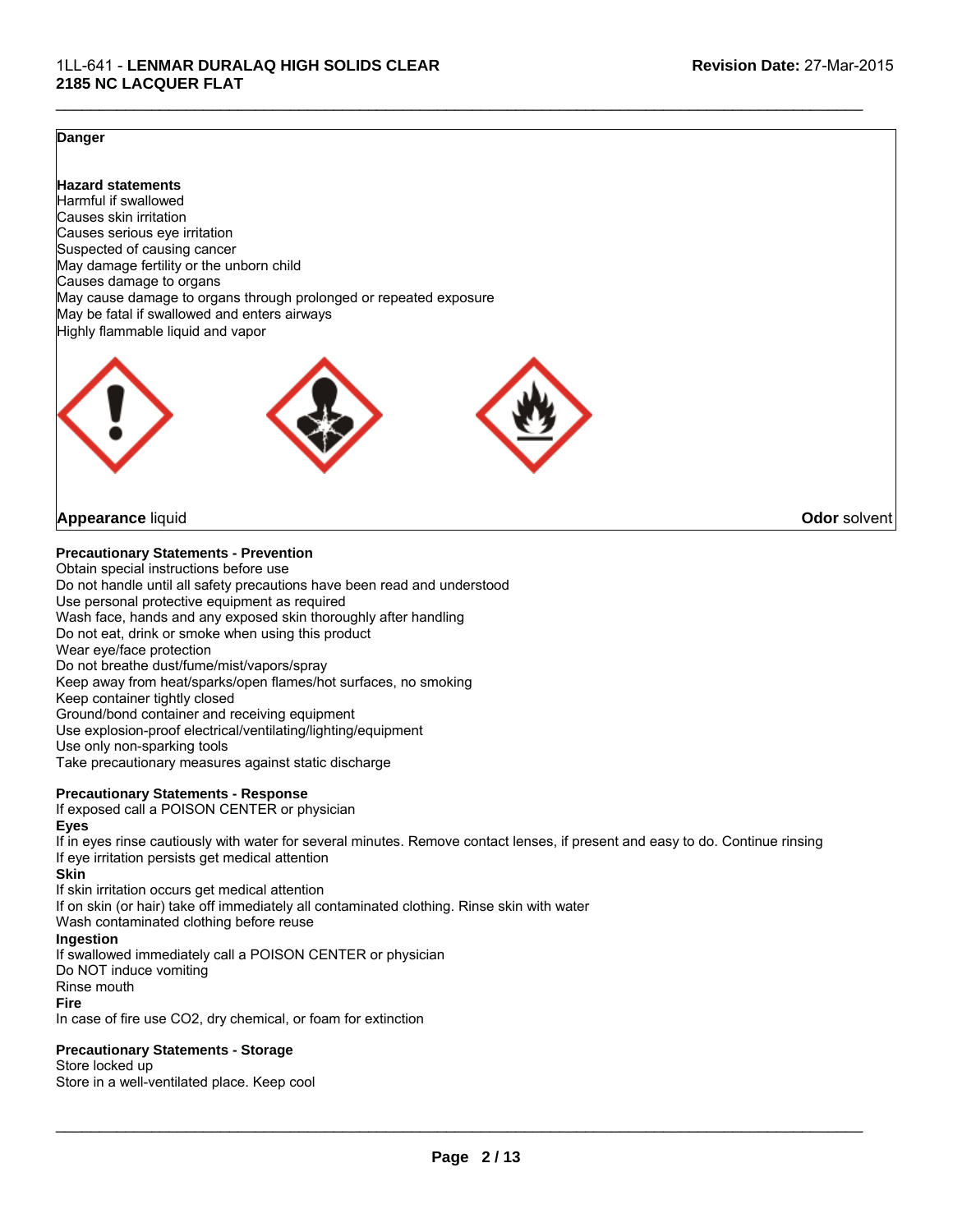**Danger**

**Hazard statements**

Harmful if swallowed
Causes skin irritation
Causes serious eye irritation
Suspected of causing cancer
May damage fertility or the unborn child
Causes damage to organs
May cause damage to organs through prolonged or repeated exposure
May be fatal if swallowed and enters airways
Highly flammable liquid and vapor

**Appearance** liquid

**Odor** solvent

**Precautionary Statements - Prevention**

Obtain special instructions before use
Do not handle until all safety precautions have been read and understood
Use personal protective equipment as required
Wash face, hands and any exposed skin thoroughly after handling
Do not eat, drink or smoke when using this product
Wear eye/face protection
Do not breathe dust/fume/mist/vapors/spray
Keep away from heat/sparks/open flames/hot surfaces, no smoking
Keep container tightly closed
Ground/bond container and receiving equipment
Use explosion-proof electrical/ventilating/lighting/equipment
Use only non-sparking tools
Take precautionary measures against static discharge

**Precautionary Statements - Response**

If exposed call a POISON CENTER or physician

**Eyes**

If in eyes rinse cautiously with water for several minutes. Remove contact lenses, if present and easy to do. Continue rinsing
If eye irritation persists get medical attention

**Skin**

If skin irritation occurs get medical attention
If on skin (or hair) take off immediately all contaminated clothing. Rinse skin with water
Wash contaminated clothing before reuse

**Ingestion**

If swallowed immediately call a POISON CENTER or physician
Do NOT induce vomiting
Rinse mouth

**Fire**

In case of fire use $CO_2$, dry chemical, or foam for extinction

**Precautionary Statements - Storage**

Store locked up
Store in a well-ventilated place. Keep cool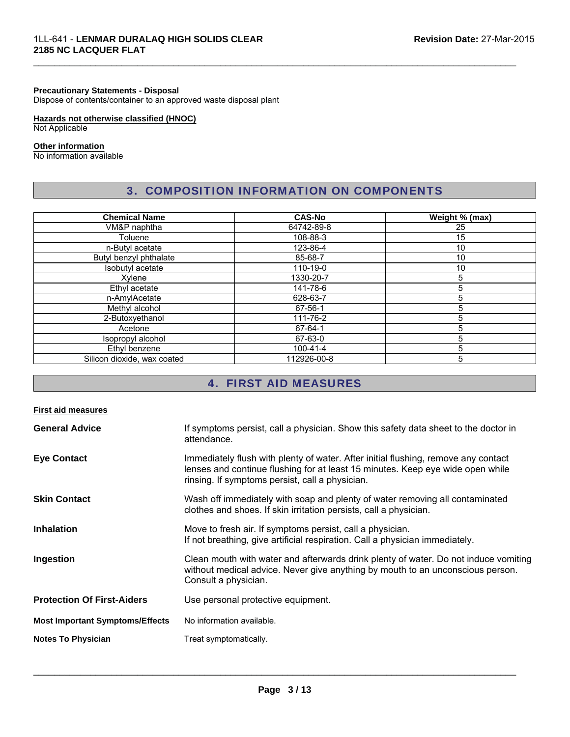**Precautionary Statements - Disposal**
Dispose of contents/container to an approved waste disposal plant

**Hazards not otherwise classified (HNOC)**
Not Applicable

**Other information**
No information available

## 3. COMPOSITION INFORMATION ON COMPONENTS

| Chemical Name | CAS-No | Weight % (max) |
|---|---|---|
| VM&P naphtha | 64742-89-8 | 25 |
| Toluene | 108-88-3 | 15 |
| n-Butyl acetate | 123-86-4 | 10 |
| Butyl benzyl phthalate | 85-68-7 | 10 |
| Isobutyl acetate | 110-19-0 | 10 |
| Xylene | 1330-20-7 | 5 |
| Ethyl acetate | 141-78-6 | 5 |
| n-AmylAcetate | 628-63-7 | 5 |
| Methyl alcohol | 67-56-1 | 5 |
| 2-Butoxyethanol | 111-76-2 | 5 |
| Acetone | 67-64-1 | 5 |
| Isopropyl alcohol | 67-63-0 | 5 |
| Ethyl benzene | 100-41-4 | 5 |
| Silicon dioxide, wax coated | 112926-00-8 | 5 |

## 4. FIRST AID MEASURES

**First aid measures**

**General Advice**
If symptoms persist, call a physician. Show this safety data sheet to the doctor in attendance.

**Eye Contact**
Immediately flush with plenty of water. After initial flushing, remove any contact lenses and continue flushing for at least 15 minutes. Keep eye wide open while rinsing. If symptoms persist, call a physician.

**Skin Contact**
Wash off immediately with soap and plenty of water removing all contaminated clothes and shoes. If skin irritation persists, call a physician.

**Inhalation**
Move to fresh air. If symptoms persist, call a physician.
If not breathing, give artificial respiration. Call a physician immediately.

**Ingestion**
Clean mouth with water and afterwards drink plenty of water. Do not induce vomiting without medical advice. Never give anything by mouth to an unconscious person. Consult a physician.

**Protection Of First-Aiders**
Use personal protective equipment.

**Most Important Symptoms/Effects**
No information available.

**Notes To Physician**
Treat symptomatically.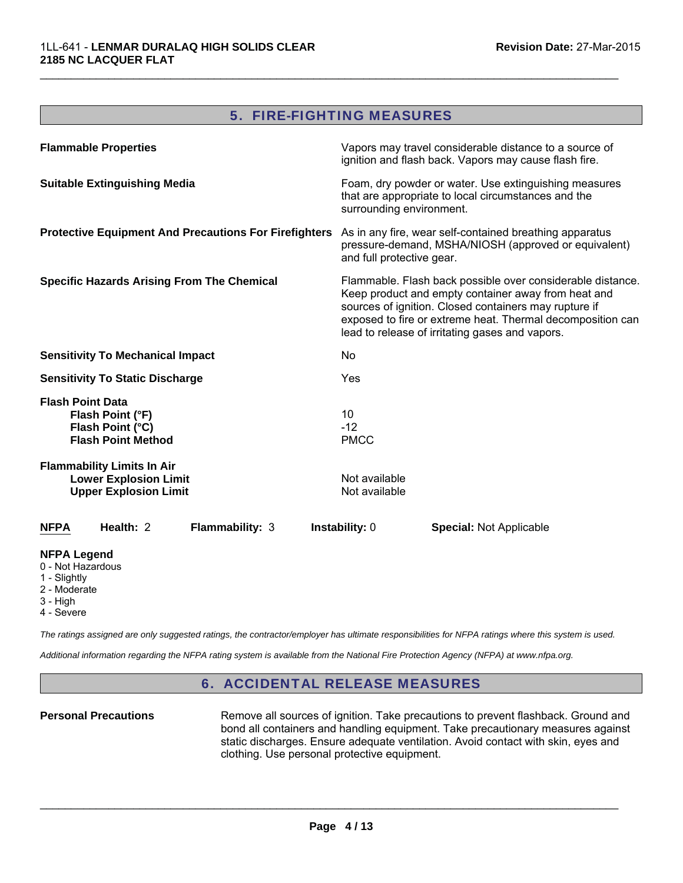## 5. FIRE-FIGHTING MEASURES

| | |
|---|---|
| **Flammable Properties** | Vapors may travel considerable distance to a source of ignition and flash back. Vapors may cause flash fire. |
| **Suitable Extinguishing Media** | Foam, dry powder or water. Use extinguishing measures that are appropriate to local circumstances and the surrounding environment. |
| **Protective Equipment And Precautions For Firefighters** | As in any fire, wear self-contained breathing apparatus pressure-demand, MSHA/NIOSH (approved or equivalent) and full protective gear. |
| **Specific Hazards Arising From The Chemical** | Flammable. Flash back possible over considerable distance. Keep product and empty container away from heat and sources of ignition. Closed containers may rupture if exposed to fire or extreme heat. Thermal decomposition can lead to release of irritating gases and vapors. |
| **Sensitivity To Mechanical Impact** | No |
| **Sensitivity To Static Discharge** | Yes |

**Flash Point Data**

| | |
|---|---|
| **Flash Point (°F)** | 10 |
| **Flash Point (°C)** | -12 |
| **Flash Point Method** | PMCC |

**Flammability Limits In Air**

| | |
|---|---|
| **Lower Explosion Limit** | Not available |
| **Upper Explosion Limit** | Not available |

| **NFPA** | **Health:** 2 | **Flammability:** 3 | **Instability:** 0 | **Special:** Not Applicable |
|---|---|---|---|---|

**NFPA Legend**
0 - Not Hazardous
1 - Slightly
2 - Moderate
3 - High
4 - Severe

*The ratings assigned are only suggested ratings, the contractor/employer has ultimate responsibilities for NFPA ratings where this system is used.*

*Additional information regarding the NFPA rating system is available from the National Fire Protection Agency (NFPA) at www.nfpa.org.*

## 6. ACCIDENTAL RELEASE MEASURES

| | |
|---|---|
| **Personal Precautions** | Remove all sources of ignition. Take precautions to prevent flashback. Ground and bond all containers and handling equipment. Take precautionary measures against static discharges. Ensure adequate ventilation. Avoid contact with skin, eyes and clothing. Use personal protective equipment. |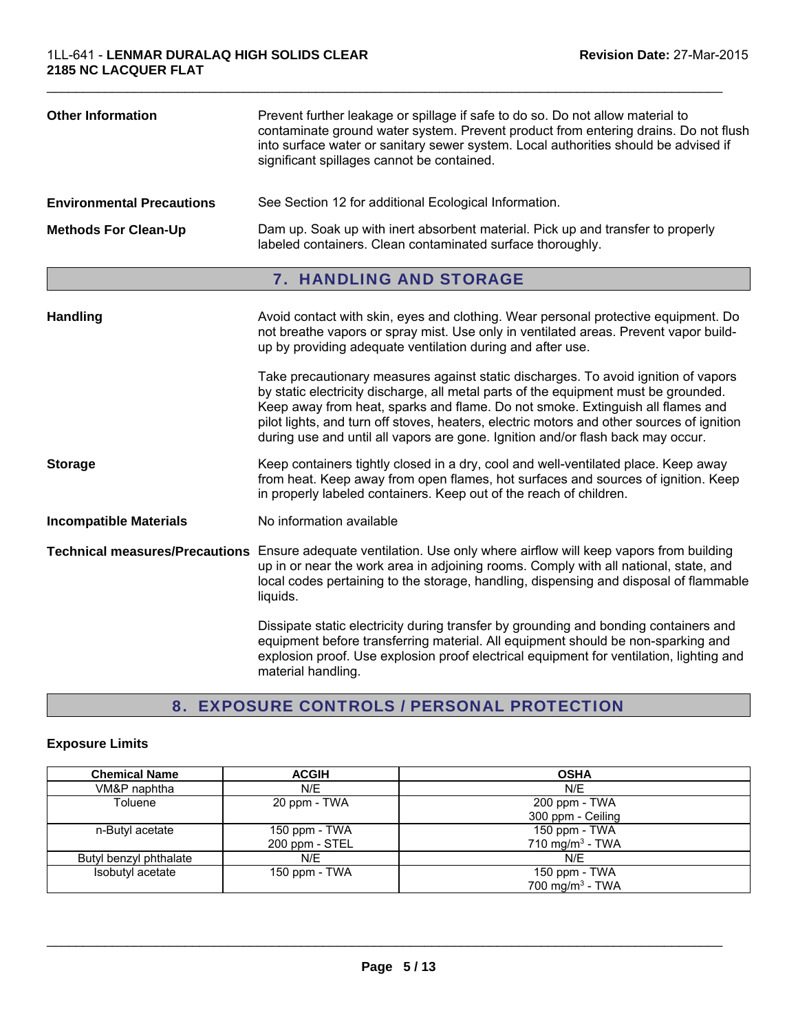**Other Information** Prevent further leakage or spillage if safe to do so. Do not allow material to contaminate ground water system. Prevent product from entering drains. Do not flush into surface water or sanitary sewer system. Local authorities should be advised if significant spillages cannot be contained.

**Environmental Precautions** See Section 12 for additional Ecological Information.

**Methods For Clean-Up** Dam up. Soak up with inert absorbent material. Pick up and transfer to properly labeled containers. Clean contaminated surface thoroughly.

## 7. HANDLING AND STORAGE

**Handling** Avoid contact with skin, eyes and clothing. Wear personal protective equipment. Do not breathe vapors or spray mist. Use only in ventilated areas. Prevent vapor build-up by providing adequate ventilation during and after use.

Take precautionary measures against static discharges. To avoid ignition of vapors by static electricity discharge, all metal parts of the equipment must be grounded. Keep away from heat, sparks and flame. Do not smoke. Extinguish all flames and pilot lights, and turn off stoves, heaters, electric motors and other sources of ignition during use and until all vapors are gone. Ignition and/or flash back may occur.

**Storage** Keep containers tightly closed in a dry, cool and well-ventilated place. Keep away from heat. Keep away from open flames, hot surfaces and sources of ignition. Keep in properly labeled containers. Keep out of the reach of children.

**Incompatible Materials** No information available

**Technical measures/Precautions** Ensure adequate ventilation. Use only where airflow will keep vapors from building up in or near the work area in adjoining rooms. Comply with all national, state, and local codes pertaining to the storage, handling, dispensing and disposal of flammable liquids.

Dissipate static electricity during transfer by grounding and bonding containers and equipment before transferring material. All equipment should be non-sparking and explosion proof. Use explosion proof electrical equipment for ventilation, lighting and material handling.

## 8. EXPOSURE CONTROLS / PERSONAL PROTECTION

### Exposure Limits

| Chemical Name | ACGIH | OSHA |
|---|---|---|
| VM&P naphtha | N/E | N/E |
| Toluene | 20 ppm - TWA | 200 ppm - TWA<br>300 ppm - Ceiling |
| n-Butyl acetate | 150 ppm - TWA<br>200 ppm - STEL | 150 ppm - TWA<br>710 mg/m$^3$ - TWA |
| Butyl benzyl phthalate | N/E | N/E |
| Isobutyl acetate | 150 ppm - TWA | 150 ppm - TWA<br>700 mg/m$^3$ - TWA |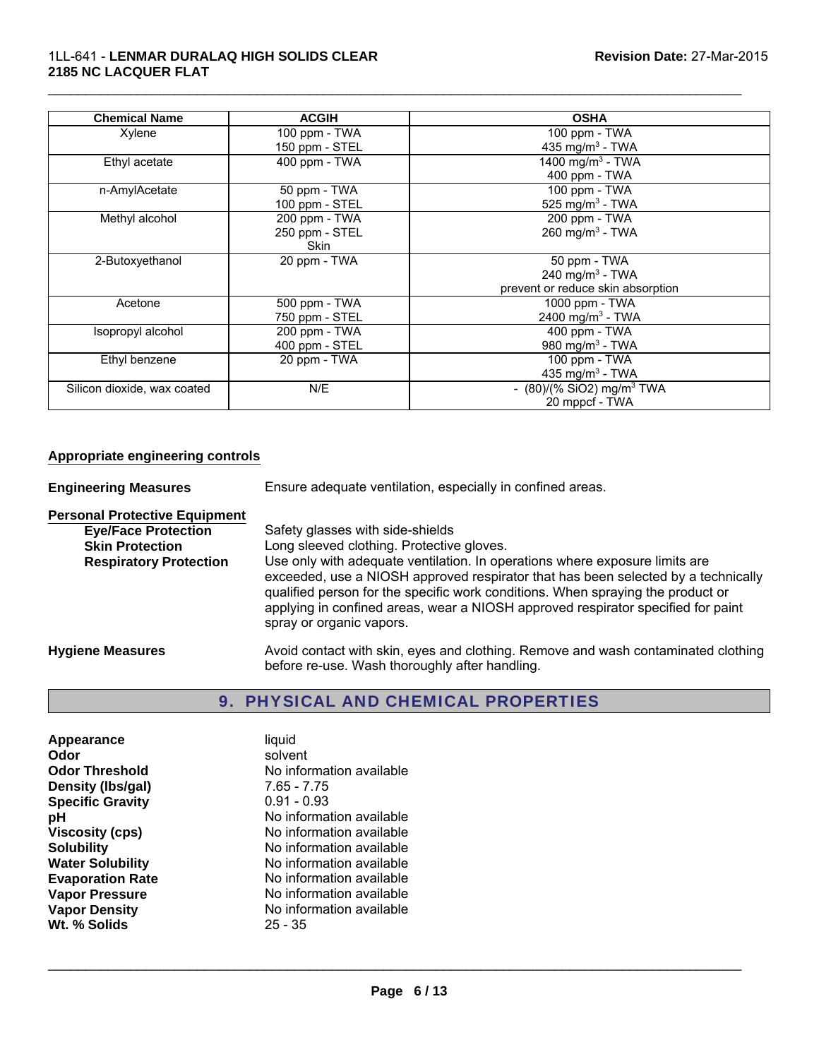| Chemical Name | ACGIH | OSHA |
|---|---|---|
| Xylene | 100 ppm - TWA<br>150 ppm - STEL | 100 ppm - TWA<br>435 mg/m$^3$ - TWA |
| Ethyl acetate | 400 ppm - TWA | 1400 mg/m$^3$ - TWA<br>400 ppm - TWA |
| n-AmylAcetate | 50 ppm - TWA<br>100 ppm - STEL | 100 ppm - TWA<br>525 mg/m$^3$ - TWA |
| Methyl alcohol | 200 ppm - TWA<br>250 ppm - STEL<br>Skin | 200 ppm - TWA<br>260 mg/m$^3$ - TWA |
| 2-Butoxyethanol | 20 ppm - TWA | 50 ppm - TWA<br>240 mg/m$^3$ - TWA<br>prevent or reduce skin absorption |
| Acetone | 500 ppm - TWA<br>750 ppm - STEL | 1000 ppm - TWA<br>2400 mg/m$^3$ - TWA |
| Isopropyl alcohol | 200 ppm - TWA<br>400 ppm - STEL | 400 ppm - TWA<br>980 mg/m$^3$ - TWA |
| Ethyl benzene | 20 ppm - TWA | 100 ppm - TWA<br>435 mg/m$^3$ - TWA |
| Silicon dioxide, wax coated | N/E | - (80)/(% $SiO_2$) mg/m$^3$ TWA<br>20 mppcf - TWA |

**Appropriate engineering controls**

**Engineering Measures** Ensure adequate ventilation, especially in confined areas.

**Personal Protective Equipment**

**Eye/Face Protection** Safety glasses with side-shields

**Skin Protection** Long sleeved clothing. Protective gloves.

**Respiratory Protection** Use only with adequate ventilation. In operations where exposure limits are exceeded, use a NIOSH approved respirator that has been selected by a technically qualified person for the specific work conditions. When spraying the product or applying in confined areas, wear a NIOSH approved respirator specified for paint spray or organic vapors.

**Hygiene Measures** Avoid contact with skin, eyes and clothing. Remove and wash contaminated clothing before re-use. Wash thoroughly after handling.

## 9. PHYSICAL AND CHEMICAL PROPERTIES

**Appearance** liquid
**Odor** solvent
**Odor Threshold** No information available
**Density (lbs/gal)** 7.65 - 7.75
**Specific Gravity** 0.91 - 0.93
**pH** No information available
**Viscosity (cps)** No information available
**Solubility** No information available
**Water Solubility** No information available
**Evaporation Rate** No information available
**Vapor Pressure** No information available
**Vapor Density** No information available
**Wt. % Solids** 25 - 35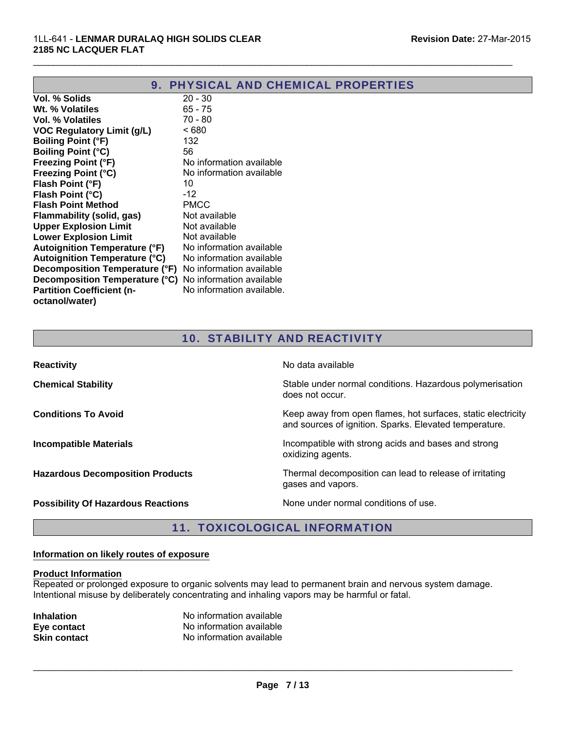## 9. PHYSICAL AND CHEMICAL PROPERTIES

| | |
|---|---|
| **Vol. % Solids** | 20 - 30 |
| **Wt. % Volatiles** | 65 - 75 |
| **Vol. % Volatiles** | 70 - 80 |
| **VOC Regulatory Limit (g/L)** | < 680 |
| **Boiling Point (°F)** | 132 |
| **Boiling Point (°C)** | 56 |
| **Freezing Point (°F)** | No information available |
| **Freezing Point (°C)** | No information available |
| **Flash Point (°F)** | 10 |
| **Flash Point (°C)** | -12 |
| **Flash Point Method** | PMCC |
| **Flammability (solid, gas)** | Not available |
| **Upper Explosion Limit** | Not available |
| **Lower Explosion Limit** | Not available |
| **Autoignition Temperature (°F)** | No information available |
| **Autoignition Temperature (°C)** | No information available |
| **Decomposition Temperature (°F)** | No information available |
| **Decomposition Temperature (°C)** | No information available |
| **Partition Coefficient (n-octanol/water)** | No information available. |

## 10. STABILITY AND REACTIVITY

| | |
|---|---|
| **Reactivity** | No data available |
| **Chemical Stability** | Stable under normal conditions. Hazardous polymerisation does not occur. |
| **Conditions To Avoid** | Keep away from open flames, hot surfaces, static electricity and sources of ignition. Sparks. Elevated temperature. |
| **Incompatible Materials** | Incompatible with strong acids and bases and strong oxidizing agents. |
| **Hazardous Decomposition Products** | Thermal decomposition can lead to release of irritating gases and vapors. |
| **Possibility Of Hazardous Reactions** | None under normal conditions of use. |

## 11. TOXICOLOGICAL INFORMATION

### Information on likely routes of exposure

**Product Information**

Repeated or prolonged exposure to organic solvents may lead to permanent brain and nervous system damage. Intentional misuse by deliberately concentrating and inhaling vapors may be harmful or fatal.

| | |
|---|---|
| **Inhalation** | No information available |
| **Eye contact** | No information available |
| **Skin contact** | No information available |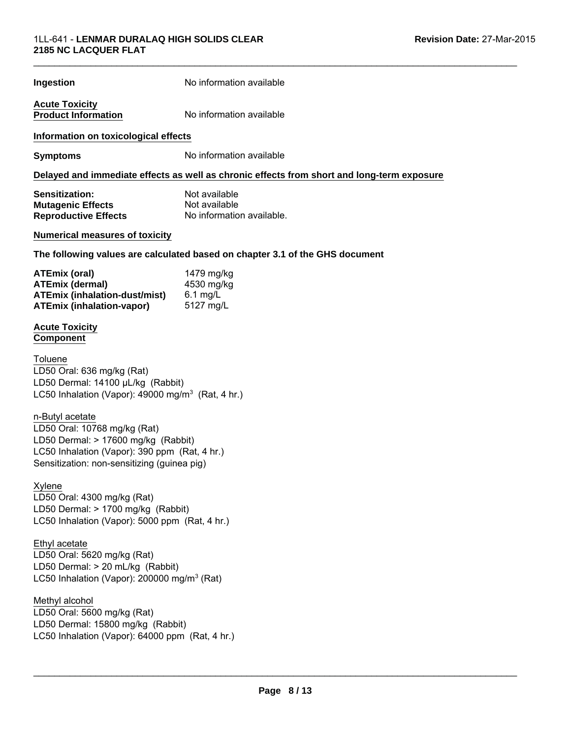**Ingestion** No information available

**Acute Toxicity**
**Product Information** No information available

**Information on toxicological effects**

**Symptoms** No information available

**Delayed and immediate effects as well as chronic effects from short and long-term exposure**

| | |
|---|---|
| **Sensitization:** | Not available |
| **Mutagenic Effects** | Not available |
| **Reproductive Effects** | No information available. |

**Numerical measures of toxicity**

**The following values are calculated based on chapter 3.1 of the GHS document**

| | |
|---|---|
| **ATEmix (oral)** | 1479 mg/kg |
| **ATEmix (dermal)** | 4530 mg/kg |
| **ATEmix (inhalation-dust/mist)** | 6.1 mg/L |
| **ATEmix (inhalation-vapor)** | 5127 mg/L |

**Acute Toxicity**
**Component**

Toluene
LD50 Oral: 636 mg/kg (Rat)
LD50 Dermal: 14100 µL/kg (Rabbit)
LC50 Inhalation (Vapor): 49000 mg/m$^3$ (Rat, 4 hr.)

n-Butyl acetate
LD50 Oral: 10768 mg/kg (Rat)
LD50 Dermal: > 17600 mg/kg (Rabbit)
LC50 Inhalation (Vapor): 390 ppm (Rat, 4 hr.)
Sensitization: non-sensitizing (guinea pig)

Xylene
LD50 Oral: 4300 mg/kg (Rat)
LD50 Dermal: > 1700 mg/kg (Rabbit)
LC50 Inhalation (Vapor): 5000 ppm (Rat, 4 hr.)

Ethyl acetate
LD50 Oral: 5620 mg/kg (Rat)
LD50 Dermal: > 20 mL/kg (Rabbit)
LC50 Inhalation (Vapor): 200000 mg/m$^3$ (Rat)

Methyl alcohol
LD50 Oral: 5600 mg/kg (Rat)
LD50 Dermal: 15800 mg/kg (Rabbit)
LC50 Inhalation (Vapor): 64000 ppm (Rat, 4 hr.)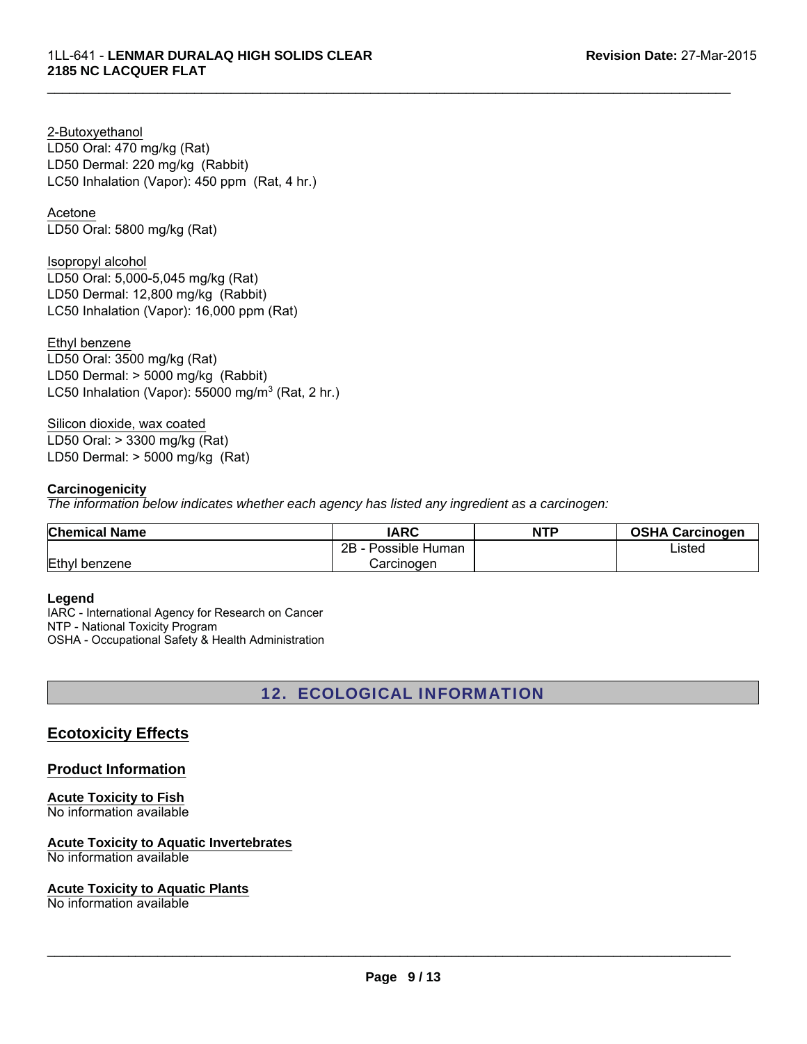2-Butoxyethanol
LD50 Oral: 470 mg/kg (Rat)
LD50 Dermal: 220 mg/kg (Rabbit)
LC50 Inhalation (Vapor): 450 ppm (Rat, 4 hr.)

Acetone
LD50 Oral: 5800 mg/kg (Rat)

Isopropyl alcohol
LD50 Oral: 5,000-5,045 mg/kg (Rat)
LD50 Dermal: 12,800 mg/kg (Rabbit)
LC50 Inhalation (Vapor): 16,000 ppm (Rat)

Ethyl benzene
LD50 Oral: 3500 mg/kg (Rat)
LD50 Dermal: > 5000 mg/kg (Rabbit)
LC50 Inhalation (Vapor): 55000 mg/m$^3$ (Rat, 2 hr.)

Silicon dioxide, wax coated
LD50 Oral: > 3300 mg/kg (Rat)
LD50 Dermal: > 5000 mg/kg (Rat)

**Carcinogenicity**

*The information below indicates whether each agency has listed any ingredient as a carcinogen:*

| Chemical Name | IARC | NTP | OSHA Carcinogen |
|---|---|---|---|
| Ethyl benzene | 2B - Possible Human Carcinogen | | Listed |

**Legend**

IARC - International Agency for Research on Cancer
NTP - National Toxicity Program
OSHA - Occupational Safety & Health Administration

## 12. ECOLOGICAL INFORMATION

### Ecotoxicity Effects

### Product Information

**Acute Toxicity to Fish**
No information available

**Acute Toxicity to Aquatic Invertebrates**
No information available

**Acute Toxicity to Aquatic Plants**
No information available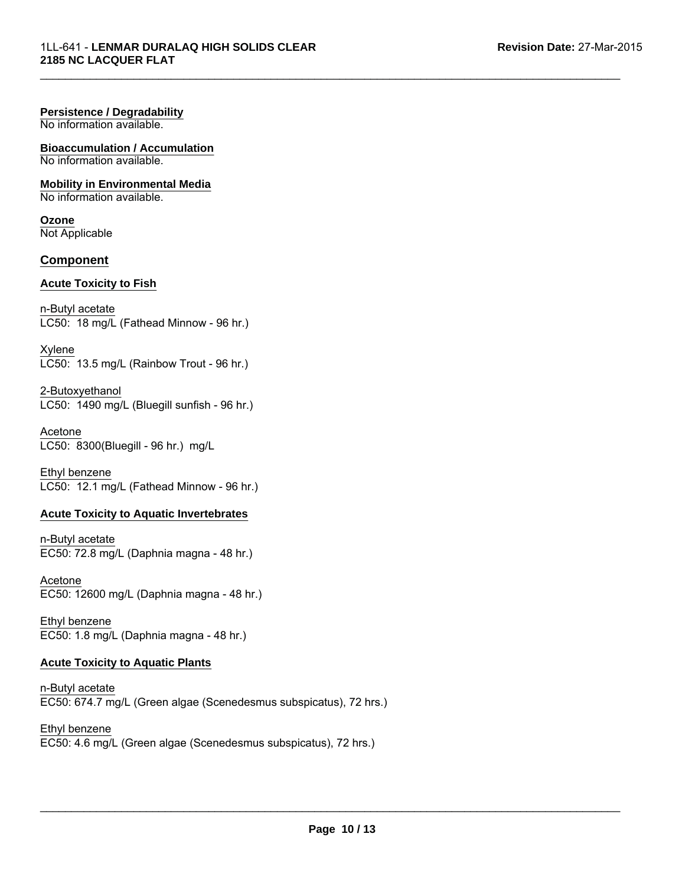**Persistence / Degradability**
No information available.

**Bioaccumulation / Accumulation**
No information available.

**Mobility in Environmental Media**
No information available.

**Ozone**
Not Applicable

## Component

### Acute Toxicity to Fish

n-Butyl acetate
LC50: 18 mg/L (Fathead Minnow - 96 hr.)

Xylene
LC50: 13.5 mg/L (Rainbow Trout - 96 hr.)

2-Butoxyethanol
LC50: 1490 mg/L (Bluegill sunfish - 96 hr.)

Acetone
LC50: 8300(Bluegill - 96 hr.) mg/L

Ethyl benzene
LC50: 12.1 mg/L (Fathead Minnow - 96 hr.)

### Acute Toxicity to Aquatic Invertebrates

n-Butyl acetate
EC50: 72.8 mg/L (Daphnia magna - 48 hr.)

Acetone
EC50: 12600 mg/L (Daphnia magna - 48 hr.)

Ethyl benzene
EC50: 1.8 mg/L (Daphnia magna - 48 hr.)

### Acute Toxicity to Aquatic Plants

n-Butyl acetate
EC50: 674.7 mg/L (Green algae (Scenedesmus subspicatus), 72 hrs.)

Ethyl benzene
EC50: 4.6 mg/L (Green algae (Scenedesmus subspicatus), 72 hrs.)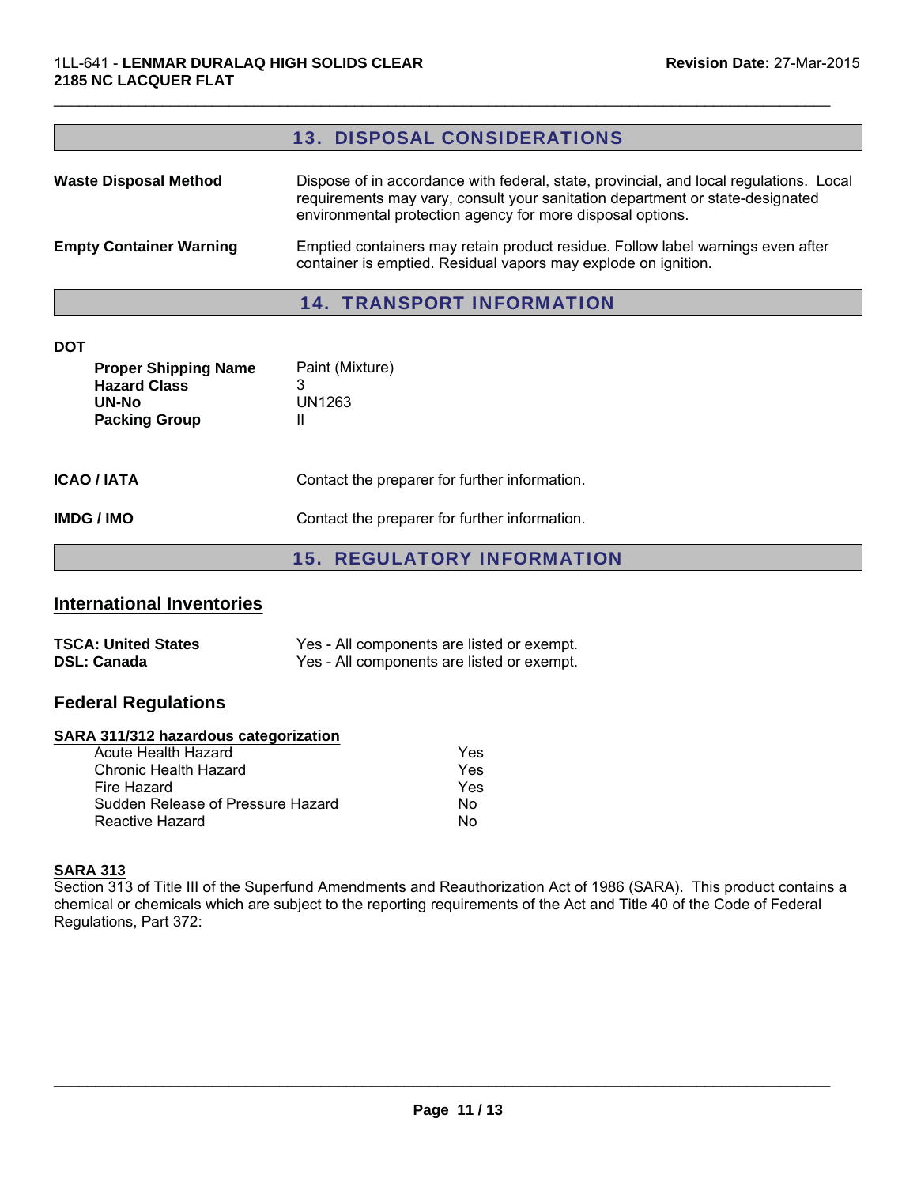## 13. DISPOSAL CONSIDERATIONS

**Waste Disposal Method** — Dispose of in accordance with federal, state, provincial, and local regulations. Local requirements may vary, consult your sanitation department or state-designated environmental protection agency for more disposal options.

**Empty Container Warning** — Emptied containers may retain product residue. Follow label warnings even after container is emptied. Residual vapors may explode on ignition.

## 14. TRANSPORT INFORMATION

**DOT**

| | |
|---|---|
| **Proper Shipping Name** | Paint (Mixture) |
| **Hazard Class** | 3 |
| **UN-No** | UN1263 |
| **Packing Group** | II |

**ICAO / IATA** — Contact the preparer for further information.

**IMDG / IMO** — Contact the preparer for further information.

## 15. REGULATORY INFORMATION

### International Inventories

| | |
|---|---|
| **TSCA: United States** | Yes - All components are listed or exempt. |
| **DSL: Canada** | Yes - All components are listed or exempt. |

### Federal Regulations

**SARA 311/312 hazardous categorization**

| | |
|---|---|
| Acute Health Hazard | Yes |
| Chronic Health Hazard | Yes |
| Fire Hazard | Yes |
| Sudden Release of Pressure Hazard | No |
| Reactive Hazard | No |

**SARA 313**

Section 313 of Title III of the Superfund Amendments and Reauthorization Act of 1986 (SARA). This product contains a chemical or chemicals which are subject to the reporting requirements of the Act and Title 40 of the Code of Federal Regulations, Part 372: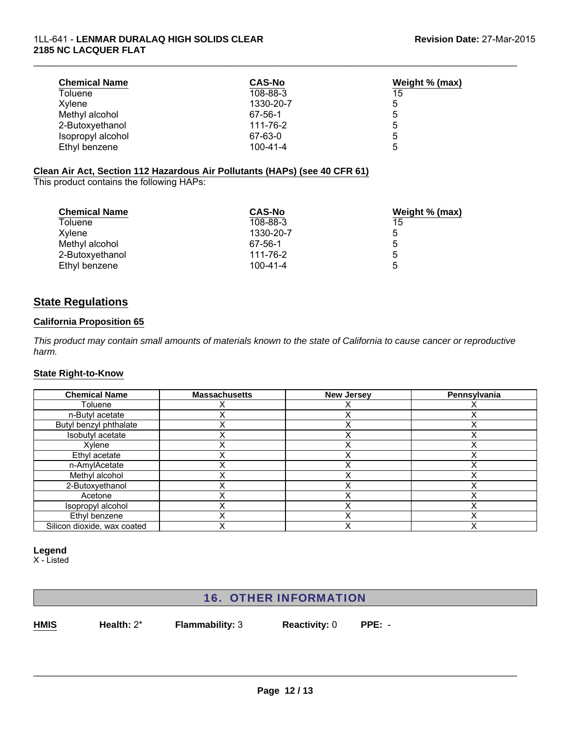| Chemical Name | CAS-No | Weight % (max) |
|---|---|---|
| Toluene | 108-88-3 | 15 |
| Xylene | 1330-20-7 | 5 |
| Methyl alcohol | 67-56-1 | 5 |
| 2-Butoxyethanol | 111-76-2 | 5 |
| Isopropyl alcohol | 67-63-0 | 5 |
| Ethyl benzene | 100-41-4 | 5 |

**Clean Air Act, Section 112 Hazardous Air Pollutants (HAPs) (see 40 CFR 61)**

This product contains the following HAPs:

| Chemical Name | CAS-No | Weight % (max) |
|---|---|---|
| Toluene | 108-88-3 | 15 |
| Xylene | 1330-20-7 | 5 |
| Methyl alcohol | 67-56-1 | 5 |
| 2-Butoxyethanol | 111-76-2 | 5 |
| Ethyl benzene | 100-41-4 | 5 |

## State Regulations

### California Proposition 65

*This product may contain small amounts of materials known to the state of California to cause cancer or reproductive harm.*

### State Right-to-Know

| Chemical Name | Massachusetts | New Jersey | Pennsylvania |
|---|---|---|---|
| Toluene | X | X | X |
| n-Butyl acetate | X | X | X |
| Butyl benzyl phthalate | X | X | X |
| Isobutyl acetate | X | X | X |
| Xylene | X | X | X |
| Ethyl acetate | X | X | X |
| n-AmylAcetate | X | X | X |
| Methyl alcohol | X | X | X |
| 2-Butoxyethanol | X | X | X |
| Acetone | X | X | X |
| Isopropyl alcohol | X | X | X |
| Ethyl benzene | X | X | X |
| Silicon dioxide, wax coated | X | X | X |

**Legend**

X - Listed

## 16. OTHER INFORMATION

**HMIS** **Health:** 2* **Flammability:** 3 **Reactivity:** 0 **PPE:** -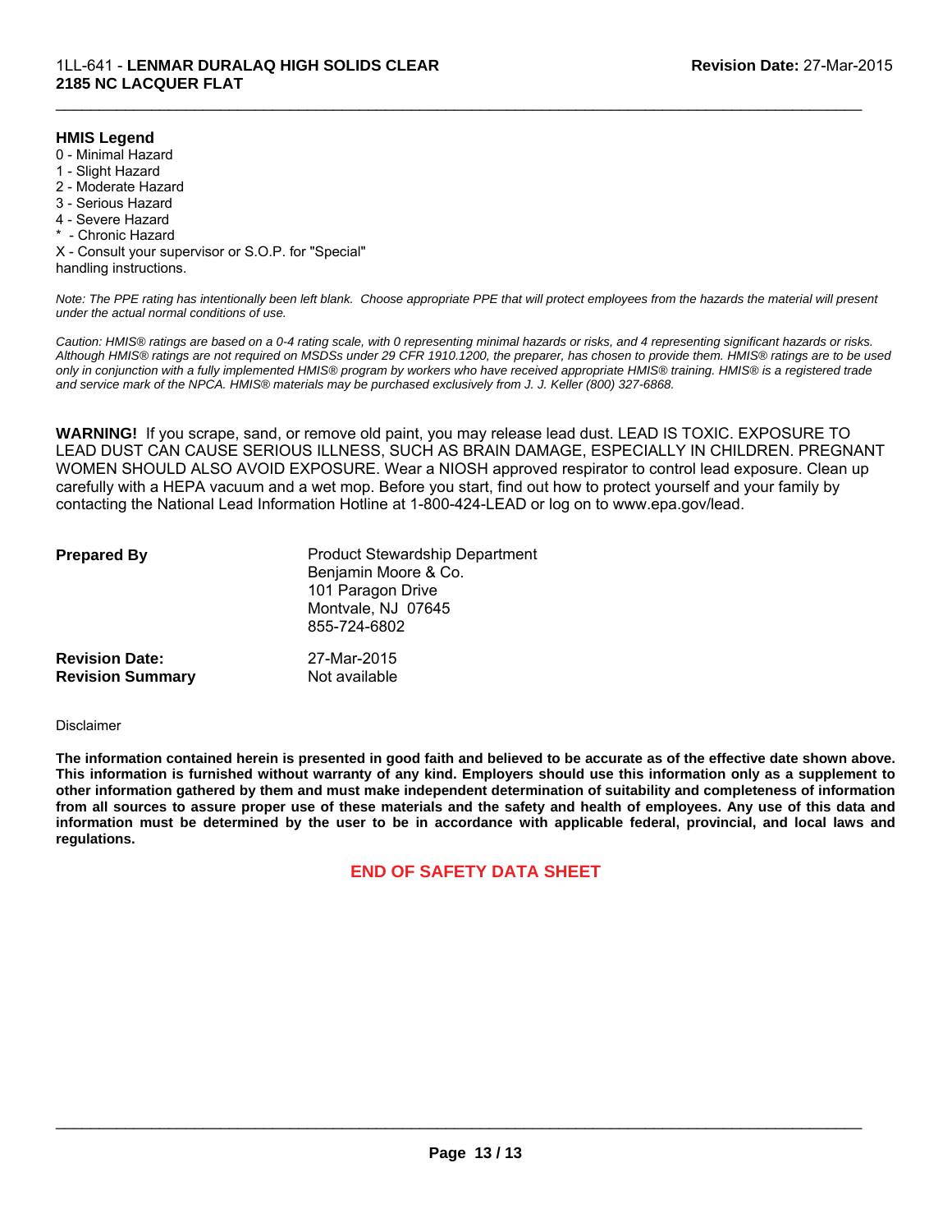### HMIS Legend

0 - Minimal Hazard
1 - Slight Hazard
2 - Moderate Hazard
3 - Serious Hazard
4 - Severe Hazard
* - Chronic Hazard
X - Consult your supervisor or S.O.P. for "Special" handling instructions.

*Note: The PPE rating has intentionally been left blank. Choose appropriate PPE that will protect employees from the hazards the material will present under the actual normal conditions of use.*

*Caution: HMIS® ratings are based on a 0-4 rating scale, with 0 representing minimal hazards or risks, and 4 representing significant hazards or risks. Although HMIS® ratings are not required on MSDSs under 29 CFR 1910.1200, the preparer, has chosen to provide them. HMIS® ratings are to be used only in conjunction with a fully implemented HMIS® program by workers who have received appropriate HMIS® training. HMIS® is a registered trade and service mark of the NPCA. HMIS® materials may be purchased exclusively from J. J. Keller (800) 327-6868.*

**WARNING!** If you scrape, sand, or remove old paint, you may release lead dust. LEAD IS TOXIC. EXPOSURE TO LEAD DUST CAN CAUSE SERIOUS ILLNESS, SUCH AS BRAIN DAMAGE, ESPECIALLY IN CHILDREN. PREGNANT WOMEN SHOULD ALSO AVOID EXPOSURE. Wear a NIOSH approved respirator to control lead exposure. Clean up carefully with a HEPA vacuum and a wet mop. Before you start, find out how to protect yourself and your family by contacting the National Lead Information Hotline at 1-800-424-LEAD or log on to www.epa.gov/lead.

| | |
|---|---|
| **Prepared By** | Product Stewardship Department<br>Benjamin Moore & Co.<br>101 Paragon Drive<br>Montvale, NJ 07645<br>855-724-6802 |
| **Revision Date:** | 27-Mar-2015 |
| **Revision Summary** | Not available |

Disclaimer

**The information contained herein is presented in good faith and believed to be accurate as of the effective date shown above. This information is furnished without warranty of any kind. Employers should use this information only as a supplement to other information gathered by them and must make independent determination of suitability and completeness of information from all sources to assure proper use of these materials and the safety and health of employees. Any use of this data and information must be determined by the user to be in accordance with applicable federal, provincial, and local laws and regulations.**

**END OF SAFETY DATA SHEET**